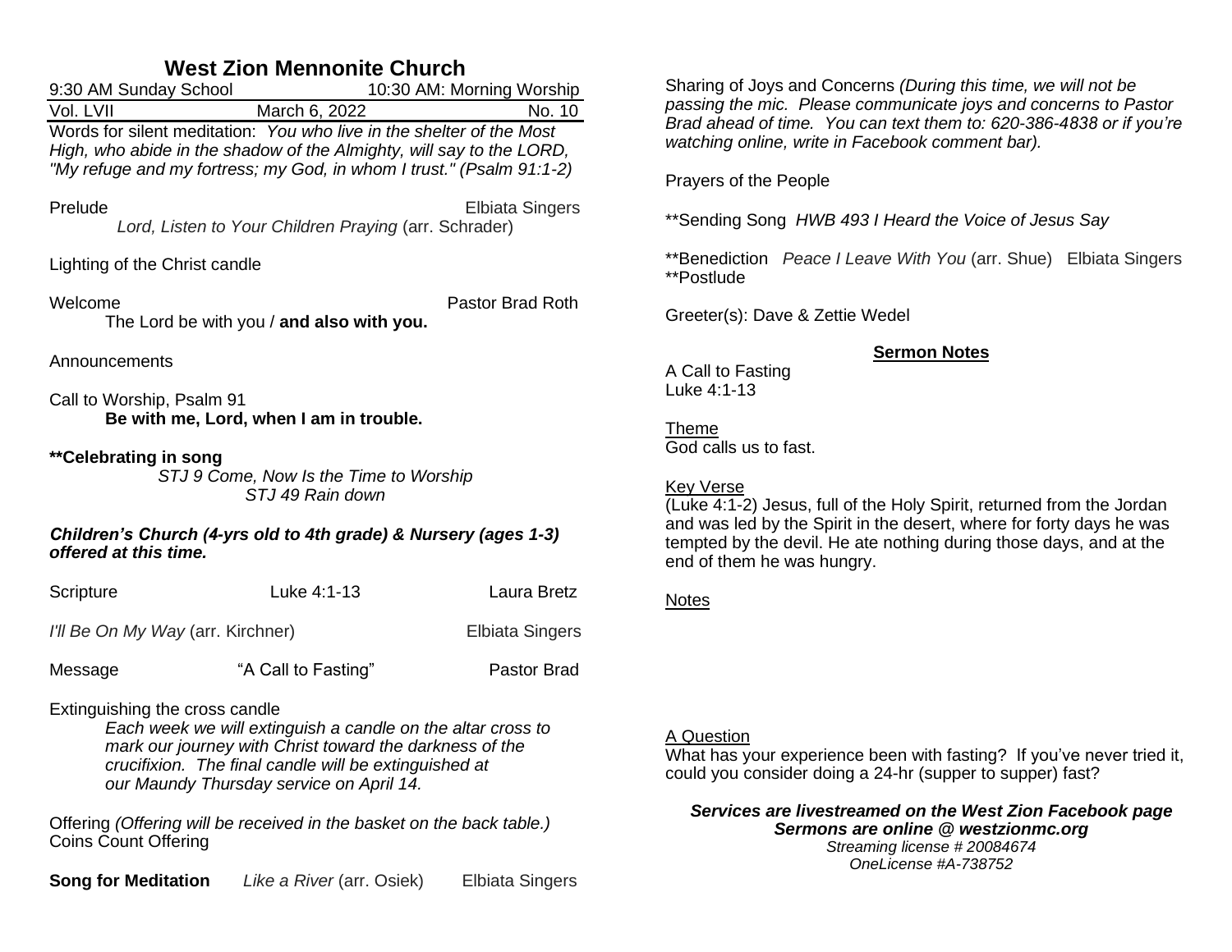# West Zion Mennonite Church

9:30 AM Sunday School | 10:30 AM: Morning Worship

Vol. LVII | March 6, 2022 | No. 10

Words for silent meditation: *You who live in the shelter of the Most High, who abide in the shadow of the Almighty, will say to the LORD, "My refuge and my fortress; my God, in whom I trust." (Psalm 91:1-2)*

Prelude — Elbiata Singers
*Lord, Listen to Your Children Praying* (arr. Schrader)

Lighting of the Christ candle

Welcome — Pastor Brad Roth
The Lord be with you / **and also with you.**

Announcements

Call to Worship, Psalm 91
**Be with me, Lord, when I am in trouble.**

****Celebrating in song**
*STJ 9 Come, Now Is the Time to Worship*
*STJ 49 Rain down*

***Children's Church (4-yrs old to 4th grade) & Nursery (ages 1-3) offered at this time.***

Scripture — Luke 4:1-13 — Laura Bretz

*I'll Be On My Way* (arr. Kirchner) — Elbiata Singers

Message — "A Call to Fasting" — Pastor Brad

Extinguishing the cross candle
*Each week we will extinguish a candle on the altar cross to mark our journey with Christ toward the darkness of the crucifixion. The final candle will be extinguished at our Maundy Thursday service on April 14.*

Offering *(Offering will be received in the basket on the back table.)*
Coins Count Offering

**Song for Meditation** — *Like a River* (arr. Osiek) — Elbiata Singers

Sharing of Joys and Concerns *(During this time, we will not be passing the mic. Please communicate joys and concerns to Pastor Brad ahead of time. You can text them to: 620-386-4838 or if you're watching online, write in Facebook comment bar).*

Prayers of the People

**Sending Song *HWB 493 I Heard the Voice of Jesus Say*

**Benediction *Peace I Leave With You* (arr. Shue) — Elbiata Singers
**Postlude

Greeter(s): Dave & Zettie Wedel

## Sermon Notes

A Call to Fasting
Luke 4:1-13

Theme
God calls us to fast.

Key Verse
(Luke 4:1-2) Jesus, full of the Holy Spirit, returned from the Jordan and was led by the Spirit in the desert, where for forty days he was tempted by the devil. He ate nothing during those days, and at the end of them he was hungry.

Notes

A Question
What has your experience been with fasting? If you've never tried it, could you consider doing a 24-hr (supper to supper) fast?

***Services are livestreamed on the West Zion Facebook page***
***Sermons are online @ westzionmc.org***
*Streaming license # 20084674*
*OneLicense #A-738752*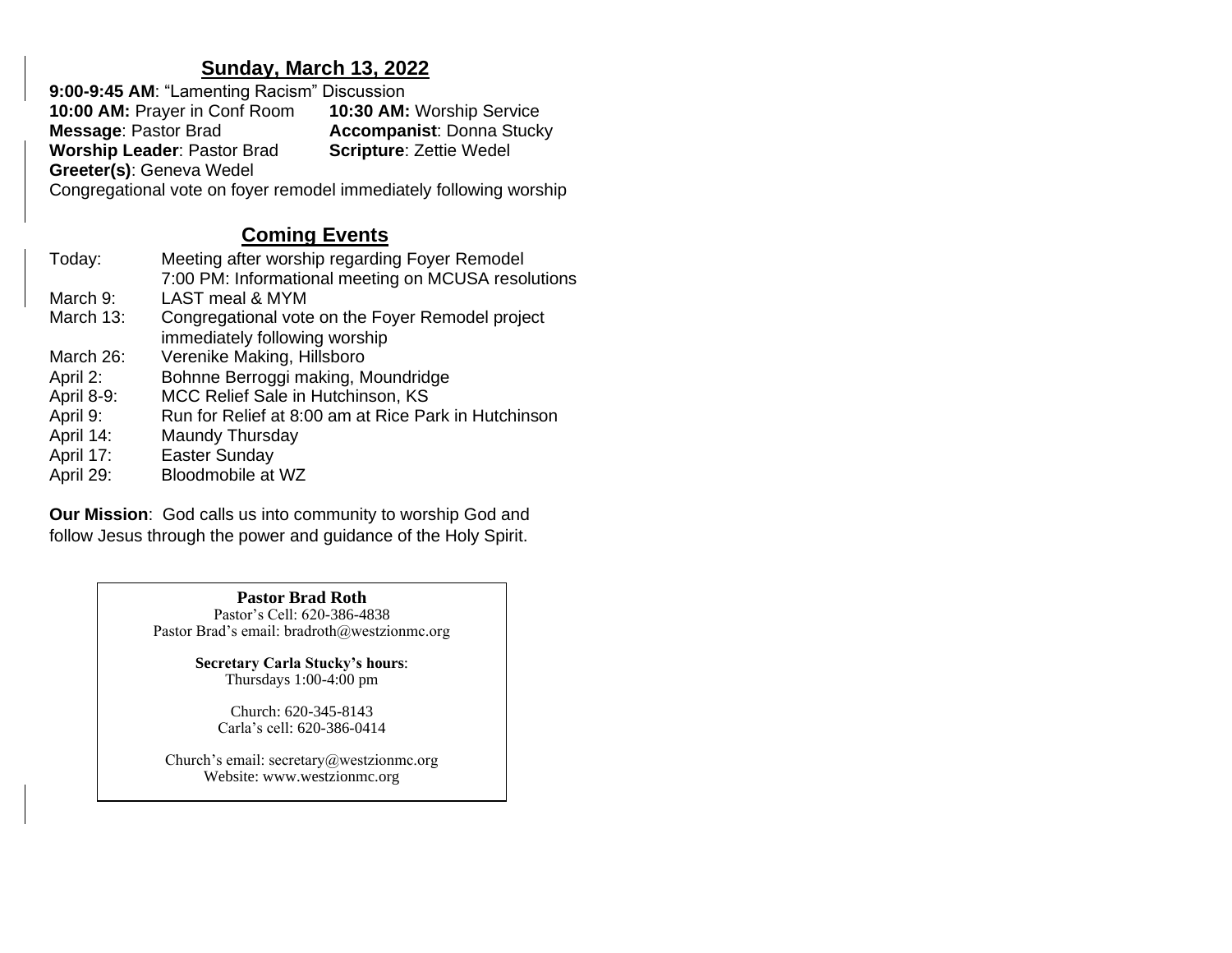## Sunday, March 13, 2022

**9:00-9:45 AM**: "Lamenting Racism" Discussion
**10:00 AM:** Prayer in Conf Room
**10:30 AM:** Worship Service
**Message**: Pastor Brad
**Accompanist**: Donna Stucky
**Worship Leader**: Pastor Brad
**Scripture**: Zettie Wedel
**Greeter(s)**: Geneva Wedel
Congregational vote on foyer remodel immediately following worship

## Coming Events

| | |
|---|---|
| Today: | Meeting after worship regarding Foyer Remodel<br>7:00 PM: Informational meeting on MCUSA resolutions |
| March 9: | LAST meal & MYM |
| March 13: | Congregational vote on the Foyer Remodel project immediately following worship |
| March 26: | Verenike Making, Hillsboro |
| April 2: | Bohnne Berroggi making, Moundridge |
| April 8-9: | MCC Relief Sale in Hutchinson, KS |
| April 9: | Run for Relief at 8:00 am at Rice Park in Hutchinson |
| April 14: | Maundy Thursday |
| April 17: | Easter Sunday |
| April 29: | Bloodmobile at WZ |

**Our Mission**: God calls us into community to worship God and follow Jesus through the power and guidance of the Holy Spirit.

**Pastor Brad Roth**
Pastor's Cell: 620-386-4838
Pastor Brad's email: bradroth@westzionmc.org

**Secretary Carla Stucky's hours**:
Thursdays 1:00-4:00 pm

Church: 620-345-8143
Carla's cell: 620-386-0414

Church's email: secretary@westzionmc.org
Website: www.westzionmc.org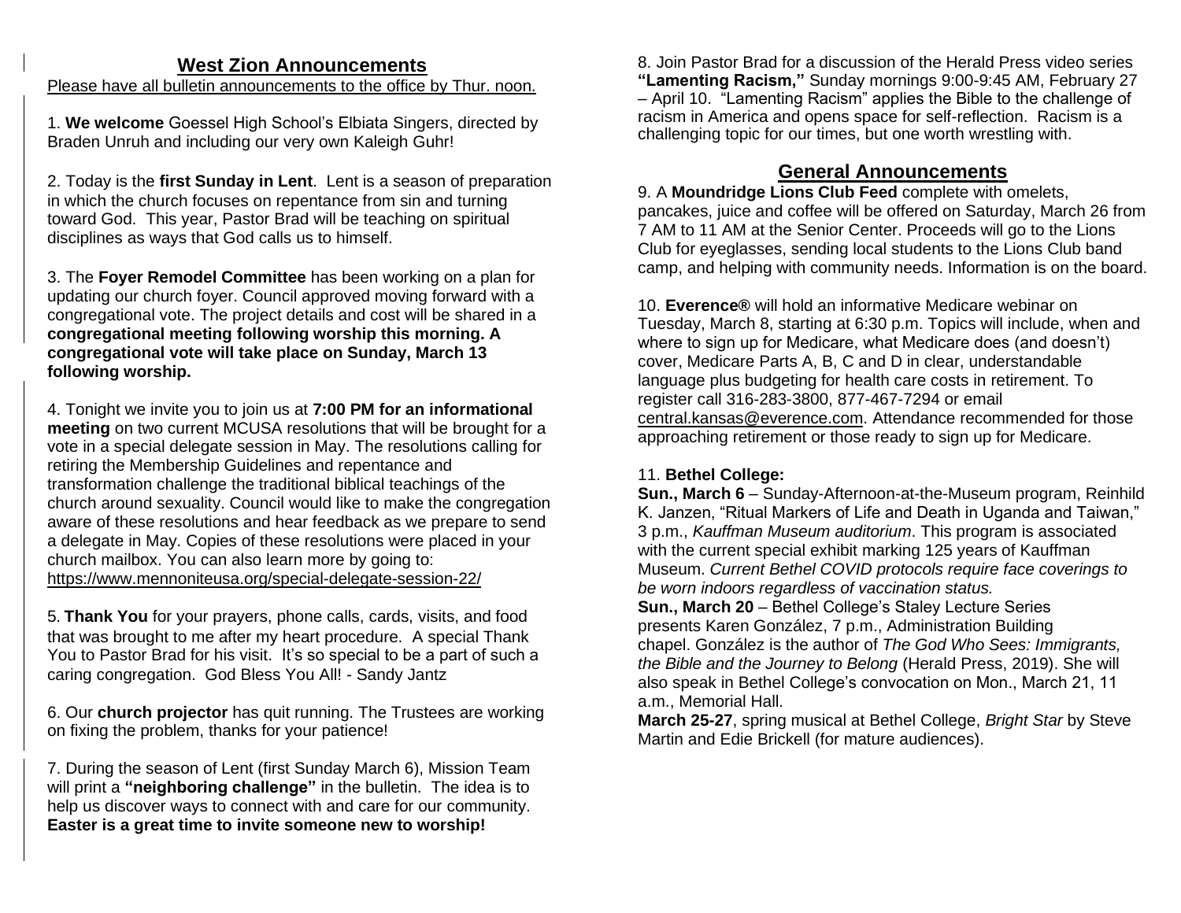## West Zion Announcements

Please have all bulletin announcements to the office by Thur. noon.

1. **We welcome** Goessel High School's Elbiata Singers, directed by Braden Unruh and including our very own Kaleigh Guhr!

2. Today is the **first Sunday in Lent**. Lent is a season of preparation in which the church focuses on repentance from sin and turning toward God. This year, Pastor Brad will be teaching on spiritual disciplines as ways that God calls us to himself.

3. The **Foyer Remodel Committee** has been working on a plan for updating our church foyer. Council approved moving forward with a congregational vote. The project details and cost will be shared in a **congregational meeting following worship this morning. A congregational vote will take place on Sunday, March 13 following worship.**

4. Tonight we invite you to join us at **7:00 PM for an informational meeting** on two current MCUSA resolutions that will be brought for a vote in a special delegate session in May. The resolutions calling for retiring the Membership Guidelines and repentance and transformation challenge the traditional biblical teachings of the church around sexuality. Council would like to make the congregation aware of these resolutions and hear feedback as we prepare to send a delegate in May. Copies of these resolutions were placed in your church mailbox. You can also learn more by going to: https://www.mennoniteusa.org/special-delegate-session-22/

5. **Thank You** for your prayers, phone calls, cards, visits, and food that was brought to me after my heart procedure. A special Thank You to Pastor Brad for his visit. It's so special to be a part of such a caring congregation. God Bless You All! - Sandy Jantz

6. Our **church projector** has quit running. The Trustees are working on fixing the problem, thanks for your patience!

7. During the season of Lent (first Sunday March 6), Mission Team will print a **"neighboring challenge"** in the bulletin. The idea is to help us discover ways to connect with and care for our community. **Easter is a great time to invite someone new to worship!**

8. Join Pastor Brad for a discussion of the Herald Press video series **"Lamenting Racism,"** Sunday mornings 9:00-9:45 AM, February 27 – April 10. "Lamenting Racism" applies the Bible to the challenge of racism in America and opens space for self-reflection. Racism is a challenging topic for our times, but one worth wrestling with.

## General Announcements

9. A **Moundridge Lions Club Feed** complete with omelets, pancakes, juice and coffee will be offered on Saturday, March 26 from 7 AM to 11 AM at the Senior Center. Proceeds will go to the Lions Club for eyeglasses, sending local students to the Lions Club band camp, and helping with community needs. Information is on the board.

10. **Everence®** will hold an informative Medicare webinar on Tuesday, March 8, starting at 6:30 p.m. Topics will include, when and where to sign up for Medicare, what Medicare does (and doesn't) cover, Medicare Parts A, B, C and D in clear, understandable language plus budgeting for health care costs in retirement. To register call 316-283-3800, 877-467-7294 or email central.kansas@everence.com. Attendance recommended for those approaching retirement or those ready to sign up for Medicare.

11. **Bethel College:**

**Sun., March 6** – Sunday-Afternoon-at-the-Museum program, Reinhild K. Janzen, "Ritual Markers of Life and Death in Uganda and Taiwan," 3 p.m., *Kauffman Museum auditorium*. This program is associated with the current special exhibit marking 125 years of Kauffman Museum. *Current Bethel COVID protocols require face coverings to be worn indoors regardless of vaccination status.*

**Sun., March 20** – Bethel College's Staley Lecture Series presents Karen González, 7 p.m., Administration Building chapel. González is the author of *The God Who Sees: Immigrants, the Bible and the Journey to Belong* (Herald Press, 2019). She will also speak in Bethel College's convocation on Mon., March 21, 11 a.m., Memorial Hall.

**March 25-27**, spring musical at Bethel College, *Bright Star* by Steve Martin and Edie Brickell (for mature audiences).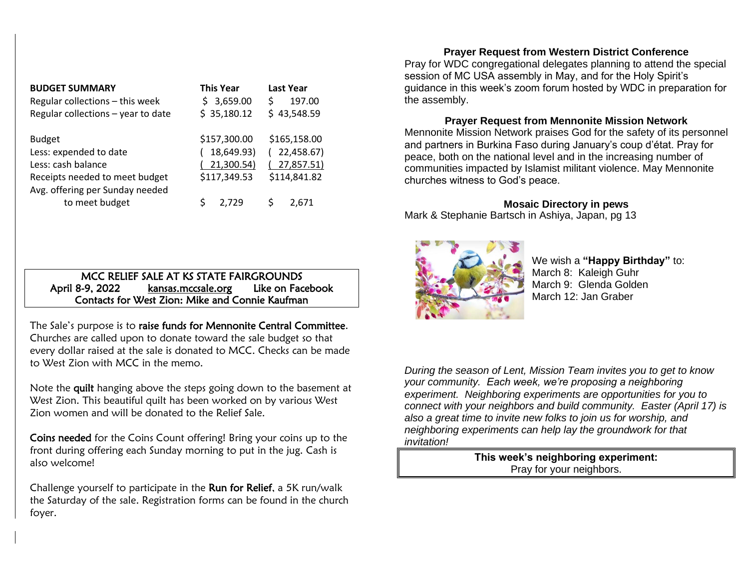| BUDGET SUMMARY | This Year | Last Year |
|---|---|---|
| Regular collections – this week | $ 3,659.00 | $ 197.00 |
| Regular collections – year to date | $ 35,180.12 | $ 43,548.59 |
| Budget | $157,300.00 | $165,158.00 |
| Less: expended to date | ( 18,649.93) | ( 22,458.67) |
| Less: cash balance | ( 21,300.54) | ( 27,857.51) |
| Receipts needed to meet budget | $117,349.53 | $114,841.82 |
| Avg. offering per Sunday needed to meet budget | $ 2,729 | $ 2,671 |

**MCC RELIEF SALE AT KS STATE FAIRGROUNDS**
**April 8-9, 2022 kansas.mccsale.org Like on Facebook**
**Contacts for West Zion: Mike and Connie Kaufman**

The Sale's purpose is to **raise funds for Mennonite Central Committee**. Churches are called upon to donate toward the sale budget so that every dollar raised at the sale is donated to MCC. Checks can be made to West Zion with MCC in the memo.

Note the **quilt** hanging above the steps going down to the basement at West Zion. This beautiful quilt has been worked on by various West Zion women and will be donated to the Relief Sale.

**Coins needed** for the Coins Count offering! Bring your coins up to the front during offering each Sunday morning to put in the jug. Cash is also welcome!

Challenge yourself to participate in the **Run for Relief**, a 5K run/walk the Saturday of the sale. Registration forms can be found in the church foyer.

### Prayer Request from Western District Conference

Pray for WDC congregational delegates planning to attend the special session of MC USA assembly in May, and for the Holy Spirit's guidance in this week's zoom forum hosted by WDC in preparation for the assembly.

### Prayer Request from Mennonite Mission Network

Mennonite Mission Network praises God for the safety of its personnel and partners in Burkina Faso during January's coup d'état. Pray for peace, both on the national level and in the increasing number of communities impacted by Islamist militant violence. May Mennonite churches witness to God's peace.

### Mosaic Directory in pews

Mark & Stephanie Bartsch in Ashiya, Japan, pg 13

We wish a **"Happy Birthday"** to:
March 8: Kaleigh Guhr
March 9: Glenda Golden
March 12: Jan Graber

*During the season of Lent, Mission Team invites you to get to know your community. Each week, we're proposing a neighboring experiment. Neighboring experiments are opportunities for you to connect with your neighbors and build community. Easter (April 17) is also a great time to invite new folks to join us for worship, and neighboring experiments can help lay the groundwork for that invitation!*

**This week's neighboring experiment:**
Pray for your neighbors.